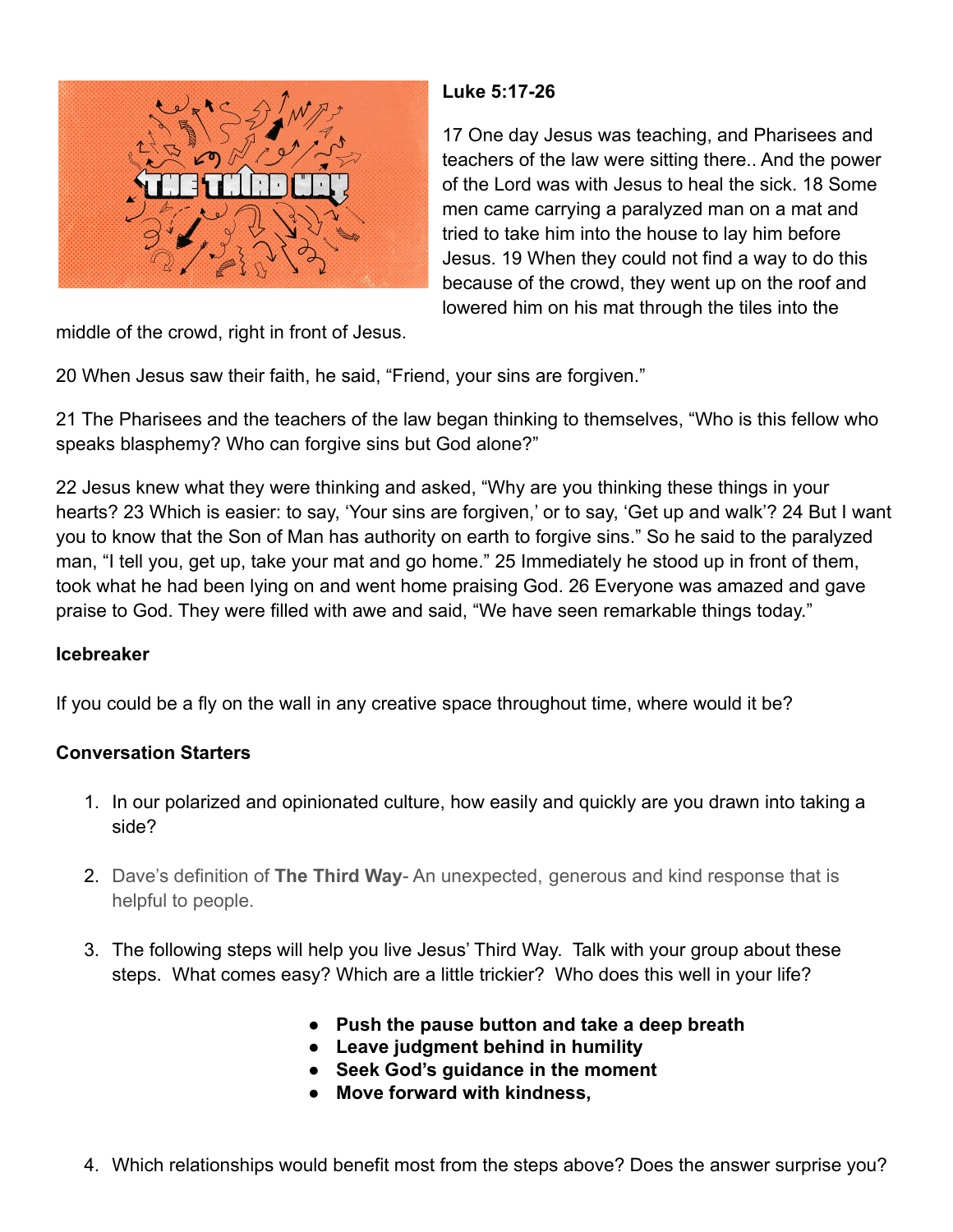**Luke 5:17-26**

17 One day Jesus was teaching, and Pharisees and teachers of the law were sitting there.. And the power of the Lord was with Jesus to heal the sick. 18 Some men came carrying a paralyzed man on a mat and tried to take him into the house to lay him before Jesus. 19 When they could not find a way to do this because of the crowd, they went up on the roof and lowered him on his mat through the tiles into the middle of the crowd, right in front of Jesus.

20 When Jesus saw their faith, he said, "Friend, your sins are forgiven."

21 The Pharisees and the teachers of the law began thinking to themselves, "Who is this fellow who speaks blasphemy? Who can forgive sins but God alone?"

22 Jesus knew what they were thinking and asked, "Why are you thinking these things in your hearts? 23 Which is easier: to say, 'Your sins are forgiven,' or to say, 'Get up and walk'? 24 But I want you to know that the Son of Man has authority on earth to forgive sins." So he said to the paralyzed man, "I tell you, get up, take your mat and go home." 25 Immediately he stood up in front of them, took what he had been lying on and went home praising God. 26 Everyone was amazed and gave praise to God. They were filled with awe and said, "We have seen remarkable things today."

**Icebreaker**

If you could be a fly on the wall in any creative space throughout time, where would it be?

**Conversation Starters**

1. In our polarized and opinionated culture, how easily and quickly are you drawn into taking a side?

2. Dave's definition of **The Third Way**- An unexpected, generous and kind response that is helpful to people.

3. The following steps will help you live Jesus' Third Way. Talk with your group about these steps. What comes easy? Which are a little trickier? Who does this well in your life?

   - **Push the pause button and take a deep breath**
   - **Leave judgment behind in humility**
   - **Seek God's guidance in the moment**
   - **Move forward with kindness,**

4. Which relationships would benefit most from the steps above? Does the answer surprise you?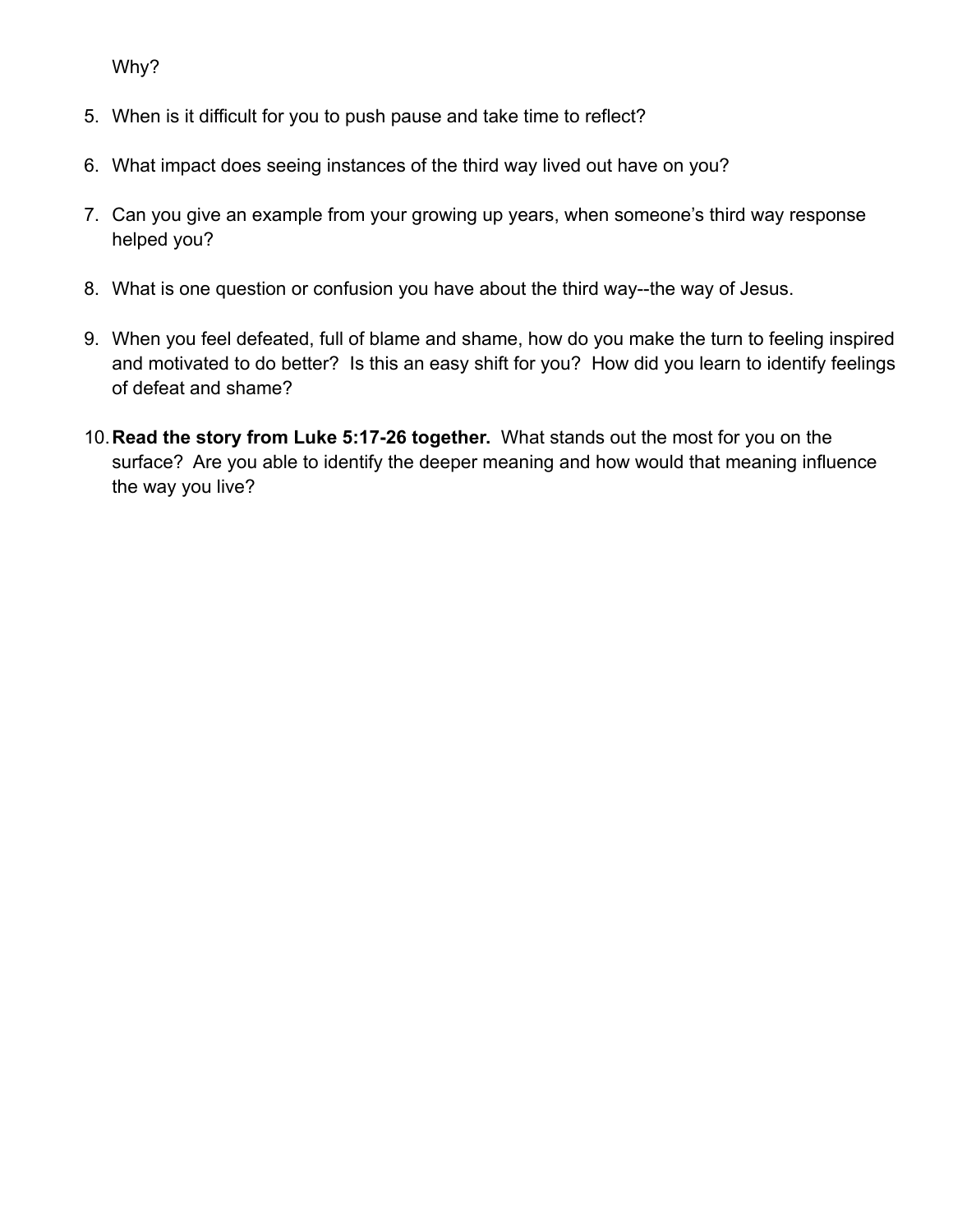Why?

5. When is it difficult for you to push pause and take time to reflect?

6. What impact does seeing instances of the third way lived out have on you?

7. Can you give an example from your growing up years, when someone's third way response helped you?

8. What is one question or confusion you have about the third way--the way of Jesus.

9. When you feel defeated, full of blame and shame, how do you make the turn to feeling inspired and motivated to do better? Is this an easy shift for you? How did you learn to identify feelings of defeat and shame?

10. **Read the story from Luke 5:17-26 together.** What stands out the most for you on the surface? Are you able to identify the deeper meaning and how would that meaning influence the way you live?